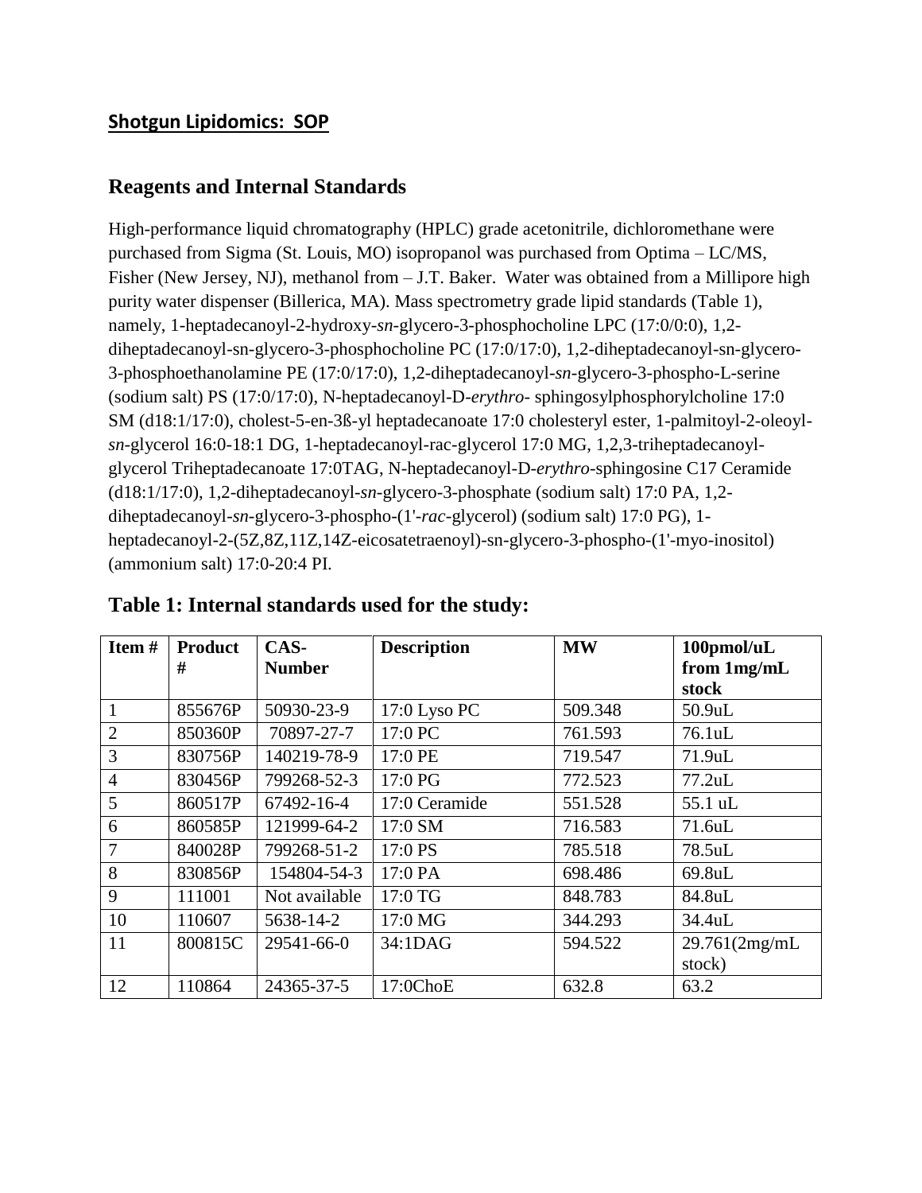# Shotgun Lipidomics: SOP

## Reagents and Internal Standards

High-performance liquid chromatography (HPLC) grade acetonitrile, dichloromethane were purchased from Sigma (St. Louis, MO) isopropanol was purchased from Optima – LC/MS, Fisher (New Jersey, NJ), methanol from – J.T. Baker. Water was obtained from a Millipore high purity water dispenser (Billerica, MA). Mass spectrometry grade lipid standards (Table 1), namely, 1-heptadecanoyl-2-hydroxy-*sn*-glycero-3-phosphocholine LPC (17:0/0:0), 1,2-diheptadecanoyl-sn-glycero-3-phosphocholine PC (17:0/17:0), 1,2-diheptadecanoyl-sn-glycero-3-phosphoethanolamine PE (17:0/17:0), 1,2-diheptadecanoyl-*sn*-glycero-3-phospho-L-serine (sodium salt) PS (17:0/17:0), N-heptadecanoyl-D-*erythro*- sphingosylphosphorylcholine 17:0 SM (d18:1/17:0), cholest-5-en-3ß-yl heptadecanoate 17:0 cholesteryl ester, 1-palmitoyl-2-oleoyl-*sn*-glycerol 16:0-18:1 DG, 1-heptadecanoyl-rac-glycerol 17:0 MG, 1,2,3-triheptadecanoyl-glycerol Triheptadecanoate 17:0TAG, N-heptadecanoyl-D-*erythro*-sphingosine C17 Ceramide (d18:1/17:0), 1,2-diheptadecanoyl-*sn*-glycero-3-phosphate (sodium salt) 17:0 PA, 1,2-diheptadecanoyl-*sn*-glycero-3-phospho-(1'-*rac*-glycerol) (sodium salt) 17:0 PG), 1-heptadecanoyl-2-(5Z,8Z,11Z,14Z-eicosatetraenoyl)-sn-glycero-3-phospho-(1'-myo-inositol) (ammonium salt) 17:0-20:4 PI.

### Table 1: Internal standards used for the study:

| Item # | Product # | CAS-Number | Description | MW | 100pmol/uL from 1mg/mL stock |
|---|---|---|---|---|---|
| 1 | 855676P | 50930-23-9 | 17:0 Lyso PC | 509.348 | 50.9uL |
| 2 | 850360P | 70897-27-7 | 17:0 PC | 761.593 | 76.1uL |
| 3 | 830756P | 140219-78-9 | 17:0 PE | 719.547 | 71.9uL |
| 4 | 830456P | 799268-52-3 | 17:0 PG | 772.523 | 77.2uL |
| 5 | 860517P | 67492-16-4 | 17:0 Ceramide | 551.528 | 55.1 uL |
| 6 | 860585P | 121999-64-2 | 17:0 SM | 716.583 | 71.6uL |
| 7 | 840028P | 799268-51-2 | 17:0 PS | 785.518 | 78.5uL |
| 8 | 830856P | 154804-54-3 | 17:0 PA | 698.486 | 69.8uL |
| 9 | 111001 | Not available | 17:0 TG | 848.783 | 84.8uL |
| 10 | 110607 | 5638-14-2 | 17:0 MG | 344.293 | 34.4uL |
| 11 | 800815C | 29541-66-0 | 34:1DAG | 594.522 | 29.761(2mg/mL stock) |
| 12 | 110864 | 24365-37-5 | 17:0ChoE | 632.8 | 63.2 |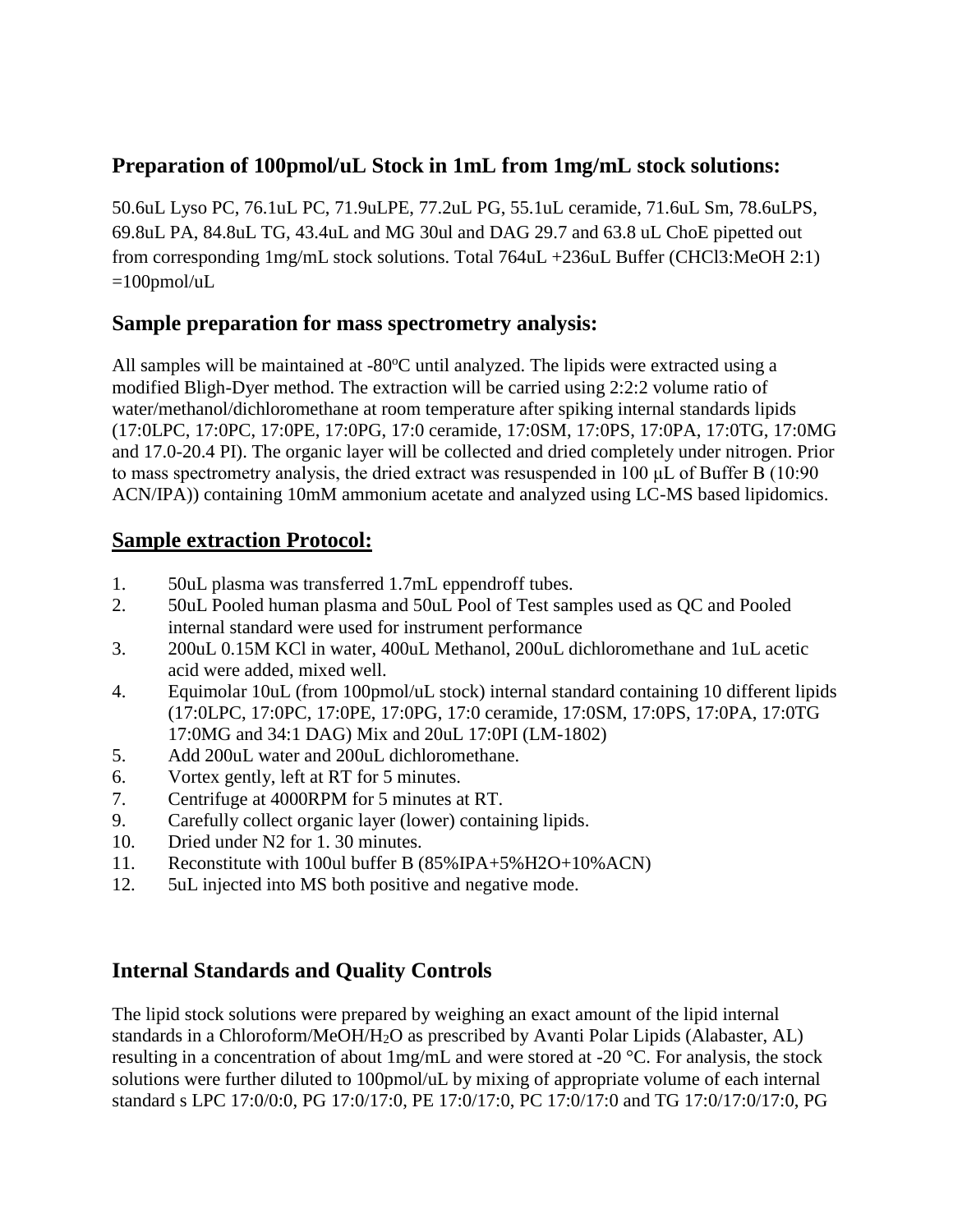## Preparation of 100pmol/uL Stock in 1mL from 1mg/mL stock solutions:

50.6uL Lyso PC, 76.1uL PC, 71.9uLPE, 77.2uL PG, 55.1uL ceramide, 71.6uL Sm, 78.6uLPS, 69.8uL PA, 84.8uL TG, 43.4uL and MG 30ul and DAG 29.7 and 63.8 uL ChoE pipetted out from corresponding 1mg/mL stock solutions. Total 764uL +236uL Buffer ($CHCl_3$:MeOH 2:1) =100pmol/uL

## Sample preparation for mass spectrometry analysis:

All samples will be maintained at -80ºC until analyzed. The lipids were extracted using a modified Bligh-Dyer method. The extraction will be carried using 2:2:2 volume ratio of water/methanol/dichloromethane at room temperature after spiking internal standards lipids (17:0LPC, 17:0PC, 17:0PE, 17:0PG, 17:0 ceramide, 17:0SM, 17:0PS, 17:0PA, 17:0TG, 17:0MG and 17.0-20.4 PI). The organic layer will be collected and dried completely under nitrogen. Prior to mass spectrometry analysis, the dried extract was resuspended in 100 μL of Buffer B (10:90 ACN/IPA)) containing 10mM ammonium acetate and analyzed using LC-MS based lipidomics.

## Sample extraction Protocol:

1. 50uL plasma was transferred 1.7mL eppendroff tubes.
2. 50uL Pooled human plasma and 50uL Pool of Test samples used as QC and Pooled internal standard were used for instrument performance
3. 200uL 0.15M KCl in water, 400uL Methanol, 200uL dichloromethane and 1uL acetic acid were added, mixed well.
4. Equimolar 10uL (from 100pmol/uL stock) internal standard containing 10 different lipids (17:0LPC, 17:0PC, 17:0PE, 17:0PG, 17:0 ceramide, 17:0SM, 17:0PS, 17:0PA, 17:0TG 17:0MG and 34:1 DAG) Mix and 20uL 17:0PI (LM-1802)
5. Add 200uL water and 200uL dichloromethane.
6. Vortex gently, left at RT for 5 minutes.
7. Centrifuge at 4000RPM for 5 minutes at RT.
9. Carefully collect organic layer (lower) containing lipids.
10. Dried under N2 for 1. 30 minutes.
11. Reconstitute with 100ul buffer B (85%IPA+5%H2O+10%ACN)
12. 5uL injected into MS both positive and negative mode.

## Internal Standards and Quality Controls

The lipid stock solutions were prepared by weighing an exact amount of the lipid internal standards in a Chloroform/MeOH/$H_2O$ as prescribed by Avanti Polar Lipids (Alabaster, AL) resulting in a concentration of about 1mg/mL and were stored at -20 °C. For analysis, the stock solutions were further diluted to 100pmol/uL by mixing of appropriate volume of each internal standard s LPC 17:0/0:0, PG 17:0/17:0, PE 17:0/17:0, PC 17:0/17:0 and TG 17:0/17:0/17:0, PG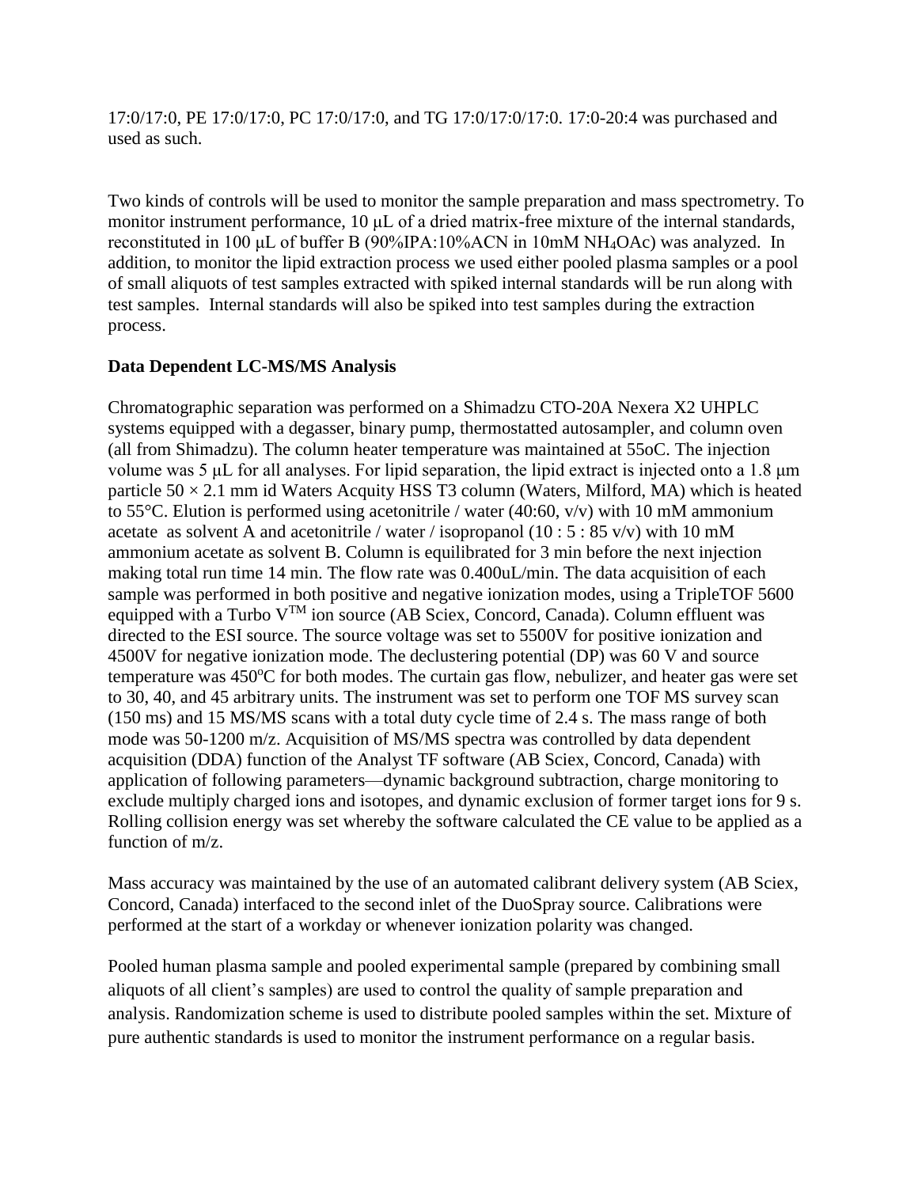17:0/17:0, PE 17:0/17:0, PC 17:0/17:0, and TG 17:0/17:0/17:0. 17:0-20:4 was purchased and used as such.

Two kinds of controls will be used to monitor the sample preparation and mass spectrometry. To monitor instrument performance, 10 µL of a dried matrix-free mixture of the internal standards, reconstituted in 100 µL of buffer B (90%IPA:10%ACN in 10mM $NH_4OAc$) was analyzed. In addition, to monitor the lipid extraction process we used either pooled plasma samples or a pool of small aliquots of test samples extracted with spiked internal standards will be run along with test samples. Internal standards will also be spiked into test samples during the extraction process.

**Data Dependent LC-MS/MS Analysis**

Chromatographic separation was performed on a Shimadzu CTO-20A Nexera X2 UHPLC systems equipped with a degasser, binary pump, thermostatted autosampler, and column oven (all from Shimadzu). The column heater temperature was maintained at 55oC. The injection volume was 5 µL for all analyses. For lipid separation, the lipid extract is injected onto a 1.8 µm particle 50 × 2.1 mm id Waters Acquity HSS T3 column (Waters, Milford, MA) which is heated to 55°C. Elution is performed using acetonitrile / water (40:60, v/v) with 10 mM ammonium acetate as solvent A and acetonitrile / water / isopropanol (10 : 5 : 85 v/v) with 10 mM ammonium acetate as solvent B. Column is equilibrated for 3 min before the next injection making total run time 14 min. The flow rate was 0.400uL/min. The data acquisition of each sample was performed in both positive and negative ionization modes, using a TripleTOF 5600 equipped with a Turbo V$^{TM}$ ion source (AB Sciex, Concord, Canada). Column effluent was directed to the ESI source. The source voltage was set to 5500V for positive ionization and 4500V for negative ionization mode. The declustering potential (DP) was 60 V and source temperature was 450$^{o}$C for both modes. The curtain gas flow, nebulizer, and heater gas were set to 30, 40, and 45 arbitrary units. The instrument was set to perform one TOF MS survey scan (150 ms) and 15 MS/MS scans with a total duty cycle time of 2.4 s. The mass range of both mode was 50-1200 m/z. Acquisition of MS/MS spectra was controlled by data dependent acquisition (DDA) function of the Analyst TF software (AB Sciex, Concord, Canada) with application of following parameters—dynamic background subtraction, charge monitoring to exclude multiply charged ions and isotopes, and dynamic exclusion of former target ions for 9 s. Rolling collision energy was set whereby the software calculated the CE value to be applied as a function of m/z.

Mass accuracy was maintained by the use of an automated calibrant delivery system (AB Sciex, Concord, Canada) interfaced to the second inlet of the DuoSpray source. Calibrations were performed at the start of a workday or whenever ionization polarity was changed.

Pooled human plasma sample and pooled experimental sample (prepared by combining small aliquots of all client's samples) are used to control the quality of sample preparation and analysis. Randomization scheme is used to distribute pooled samples within the set. Mixture of pure authentic standards is used to monitor the instrument performance on a regular basis.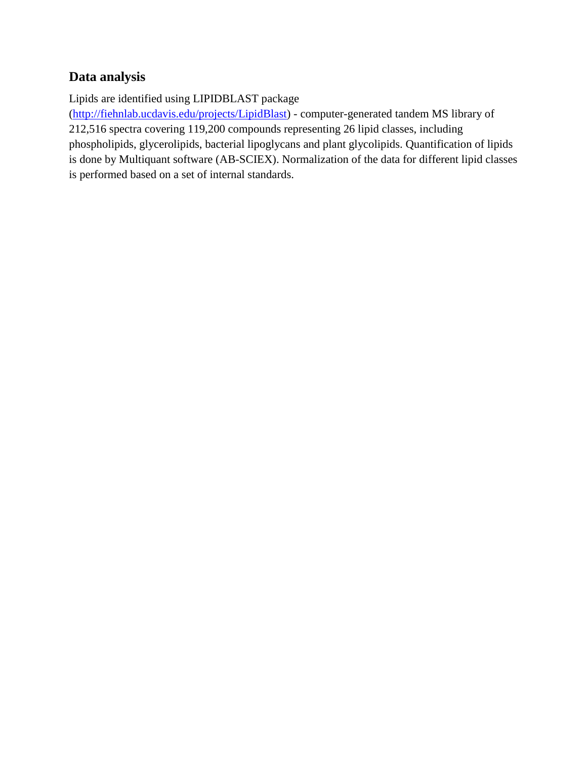## Data analysis

Lipids are identified using LIPIDBLAST package (http://fiehnlab.ucdavis.edu/projects/LipidBlast) - computer-generated tandem MS library of 212,516 spectra covering 119,200 compounds representing 26 lipid classes, including phospholipids, glycerolipids, bacterial lipoglycans and plant glycolipids. Quantification of lipids is done by Multiquant software (AB-SCIEX). Normalization of the data for different lipid classes is performed based on a set of internal standards.